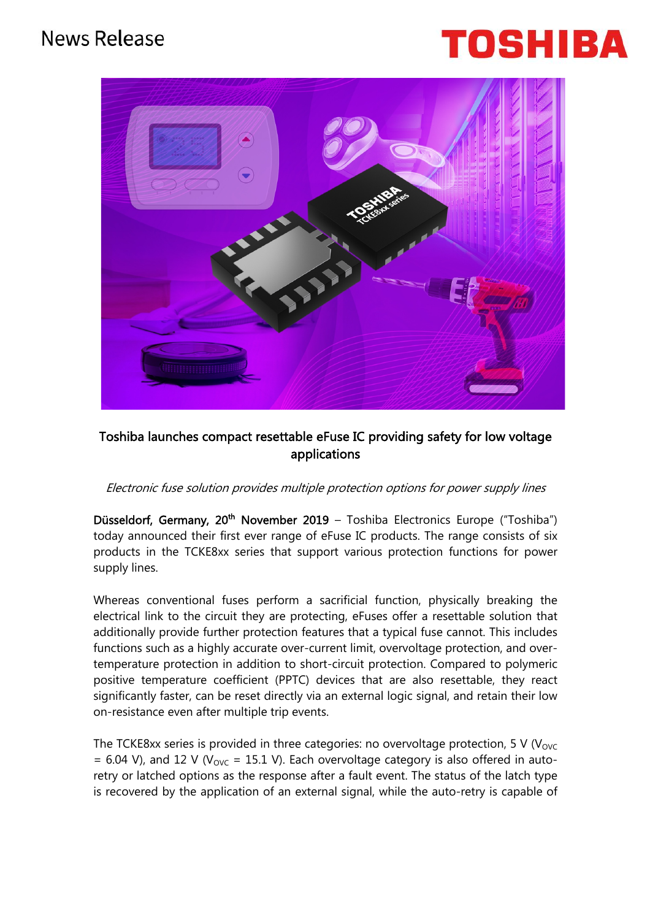News Release

TOSHIBA

## Toshiba launches compact resettable eFuse IC providing safety for low voltage applications

*Electronic fuse solution provides multiple protection options for power supply lines*

**Düsseldorf, Germany, 20th November 2019** – Toshiba Electronics Europe ("Toshiba") today announced their first ever range of eFuse IC products. The range consists of six products in the TCKE8xx series that support various protection functions for power supply lines.

Whereas conventional fuses perform a sacrificial function, physically breaking the electrical link to the circuit they are protecting, eFuses offer a resettable solution that additionally provide further protection features that a typical fuse cannot. This includes functions such as a highly accurate over-current limit, overvoltage protection, and over-temperature protection in addition to short-circuit protection. Compared to polymeric positive temperature coefficient (PPTC) devices that are also resettable, they react significantly faster, can be reset directly via an external logic signal, and retain their low on-resistance even after multiple trip events.

The TCKE8xx series is provided in three categories: no overvoltage protection, 5 V ($V_{OVC}$ = 6.04 V), and 12 V ($V_{OVC}$ = 15.1 V). Each overvoltage category is also offered in auto-retry or latched options as the response after a fault event. The status of the latch type is recovered by the application of an external signal, while the auto-retry is capable of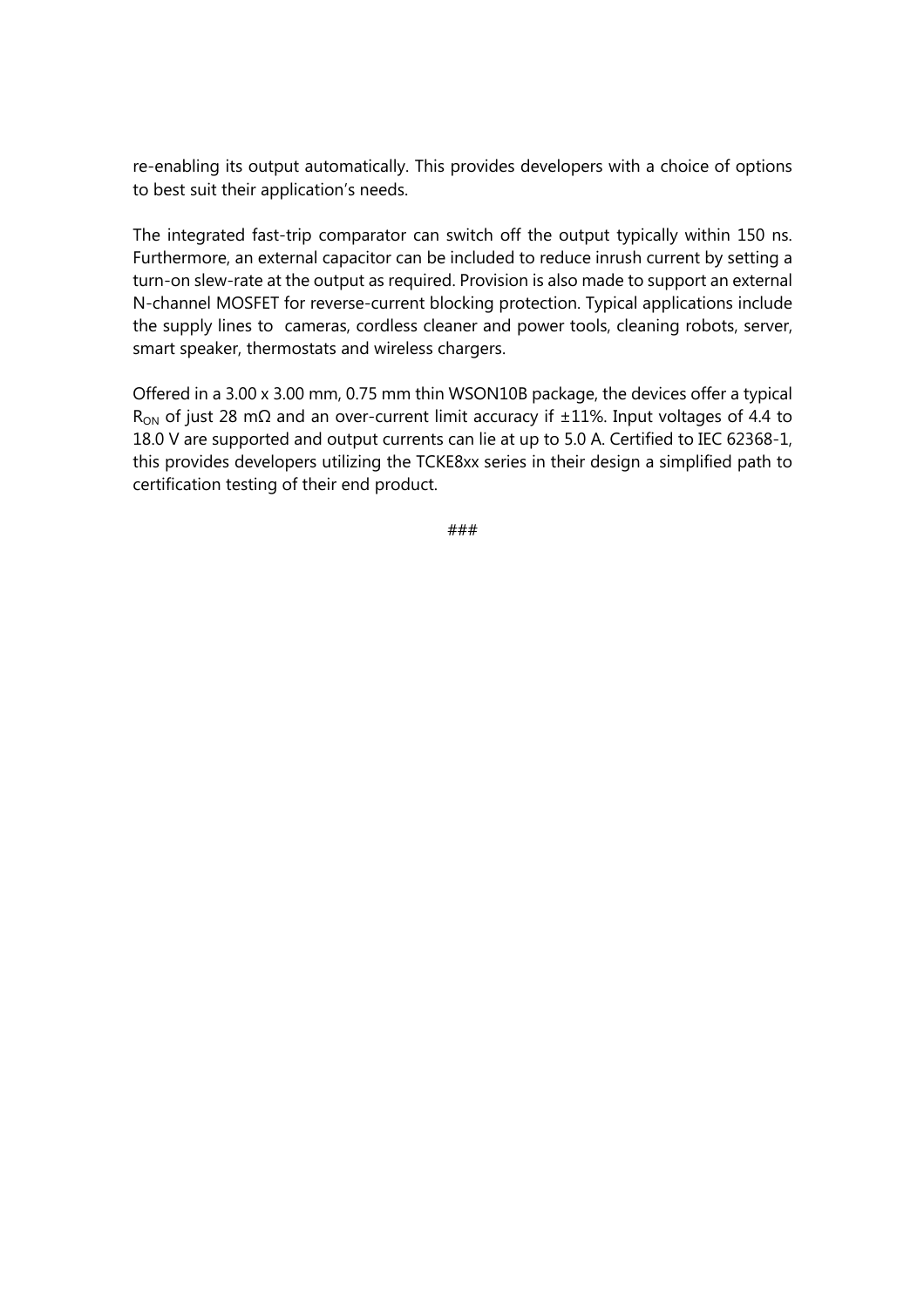re-enabling its output automatically. This provides developers with a choice of options to best suit their application's needs.

The integrated fast-trip comparator can switch off the output typically within 150 ns. Furthermore, an external capacitor can be included to reduce inrush current by setting a turn-on slew-rate at the output as required. Provision is also made to support an external N-channel MOSFET for reverse-current blocking protection. Typical applications include the supply lines to  cameras, cordless cleaner and power tools, cleaning robots, server, smart speaker, thermostats and wireless chargers.

Offered in a 3.00 x 3.00 mm, 0.75 mm thin WSON10B package, the devices offer a typical $R_{ON}$ of just 28 mΩ and an over-current limit accuracy if ±11%. Input voltages of 4.4 to 18.0 V are supported and output currents can lie at up to 5.0 A. Certified to IEC 62368-1, this provides developers utilizing the TCKE8xx series in their design a simplified path to certification testing of their end product.

###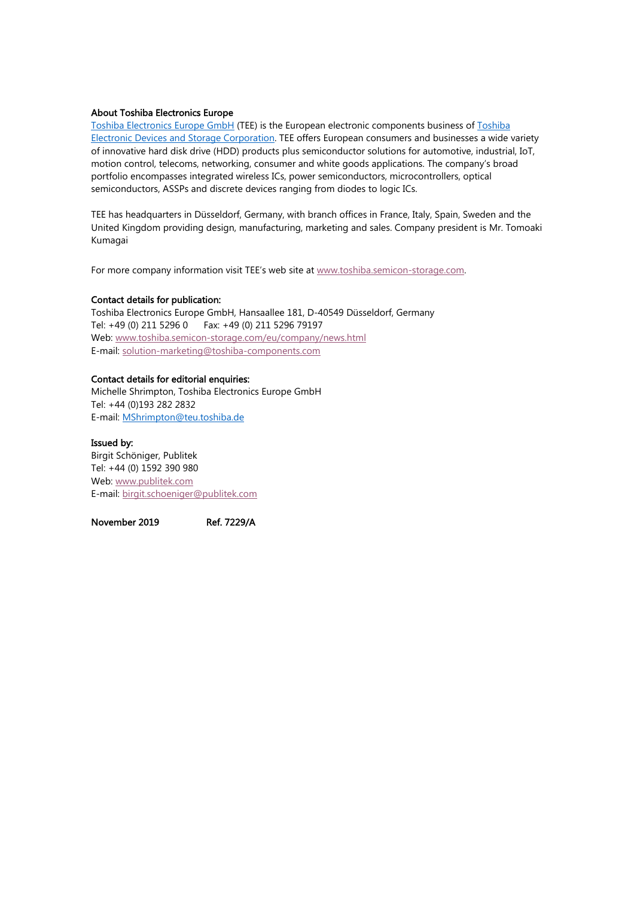**About Toshiba Electronics Europe**

Toshiba Electronics Europe GmbH (TEE) is the European electronic components business of Toshiba Electronic Devices and Storage Corporation. TEE offers European consumers and businesses a wide variety of innovative hard disk drive (HDD) products plus semiconductor solutions for automotive, industrial, IoT, motion control, telecoms, networking, consumer and white goods applications. The company's broad portfolio encompasses integrated wireless ICs, power semiconductors, microcontrollers, optical semiconductors, ASSPs and discrete devices ranging from diodes to logic ICs.

TEE has headquarters in Düsseldorf, Germany, with branch offices in France, Italy, Spain, Sweden and the United Kingdom providing design, manufacturing, marketing and sales. Company president is Mr. Tomoaki Kumagai

For more company information visit TEE's web site at www.toshiba.semicon-storage.com.

**Contact details for publication:**

Toshiba Electronics Europe GmbH, Hansaallee 181, D-40549 Düsseldorf, Germany
Tel: +49 (0) 211 5296 0 Fax: +49 (0) 211 5296 79197
Web: www.toshiba.semicon-storage.com/eu/company/news.html
E-mail: solution-marketing@toshiba-components.com

**Contact details for editorial enquiries:**

Michelle Shrimpton, Toshiba Electronics Europe GmbH
Tel: +44 (0)193 282 2832
E-mail: MShrimpton@teu.toshiba.de

**Issued by:**

Birgit Schöniger, Publitek
Tel: +44 (0) 1592 390 980
Web: www.publitek.com
E-mail: birgit.schoeniger@publitek.com

**November 2019** **Ref. 7229/A**